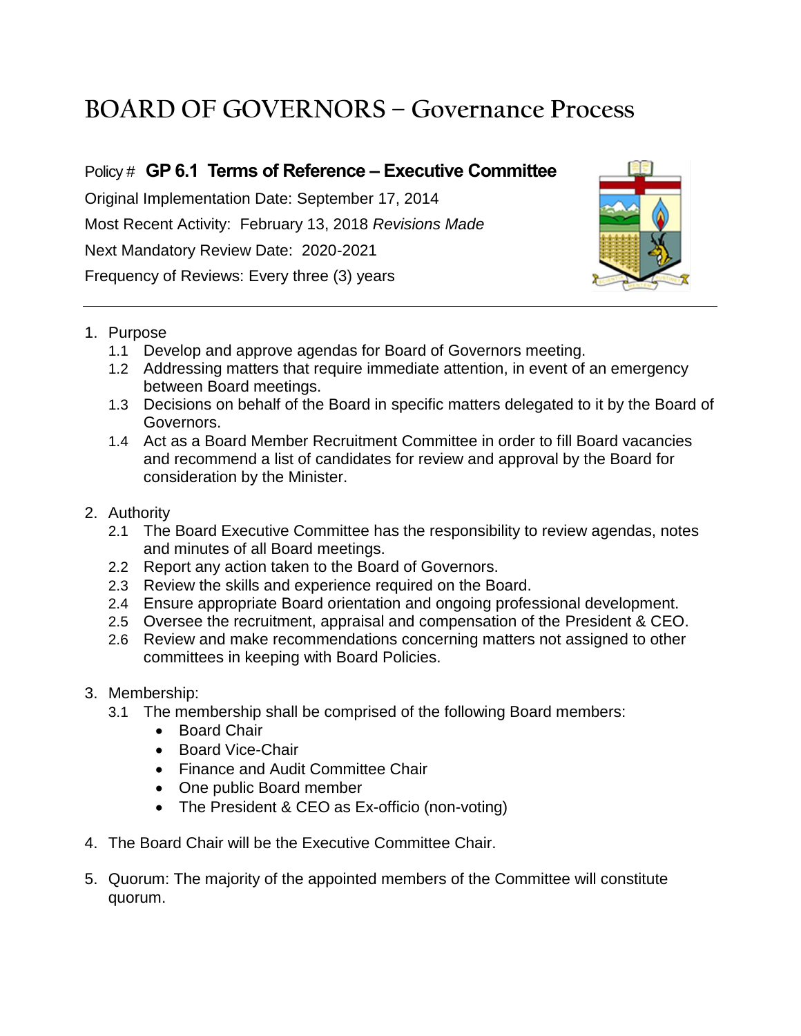# BOARD OF GOVERNORS – Governance Process

## Policy # **GP 6.1 Terms of Reference – Executive Committee**

Original Implementation Date: September 17, 2014

Most Recent Activity: February 13, 2018 *Revisions Made*

Next Mandatory Review Date: 2020-2021

Frequency of Reviews: Every three (3) years

---

1. Purpose
   - 1.1 Develop and approve agendas for Board of Governors meeting.
   - 1.2 Addressing matters that require immediate attention, in event of an emergency between Board meetings.
   - 1.3 Decisions on behalf of the Board in specific matters delegated to it by the Board of Governors.
   - 1.4 Act as a Board Member Recruitment Committee in order to fill Board vacancies and recommend a list of candidates for review and approval by the Board for consideration by the Minister.

2. Authority
   - 2.1 The Board Executive Committee has the responsibility to review agendas, notes and minutes of all Board meetings.
   - 2.2 Report any action taken to the Board of Governors.
   - 2.3 Review the skills and experience required on the Board.
   - 2.4 Ensure appropriate Board orientation and ongoing professional development.
   - 2.5 Oversee the recruitment, appraisal and compensation of the President & CEO.
   - 2.6 Review and make recommendations concerning matters not assigned to other committees in keeping with Board Policies.

3. Membership:
   - 3.1 The membership shall be comprised of the following Board members:
     - Board Chair
     - Board Vice-Chair
     - Finance and Audit Committee Chair
     - One public Board member
     - The President & CEO as Ex-officio (non-voting)

4. The Board Chair will be the Executive Committee Chair.

5. Quorum: The majority of the appointed members of the Committee will constitute quorum.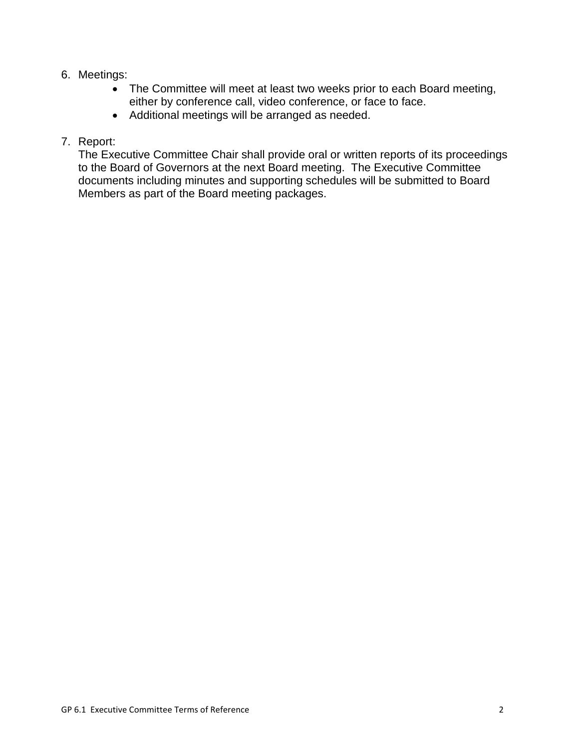6. Meetings:
    - The Committee will meet at least two weeks prior to each Board meeting, either by conference call, video conference, or face to face.
    - Additional meetings will be arranged as needed.

7. Report:
   The Executive Committee Chair shall provide oral or written reports of its proceedings to the Board of Governors at the next Board meeting. The Executive Committee documents including minutes and supporting schedules will be submitted to Board Members as part of the Board meeting packages.